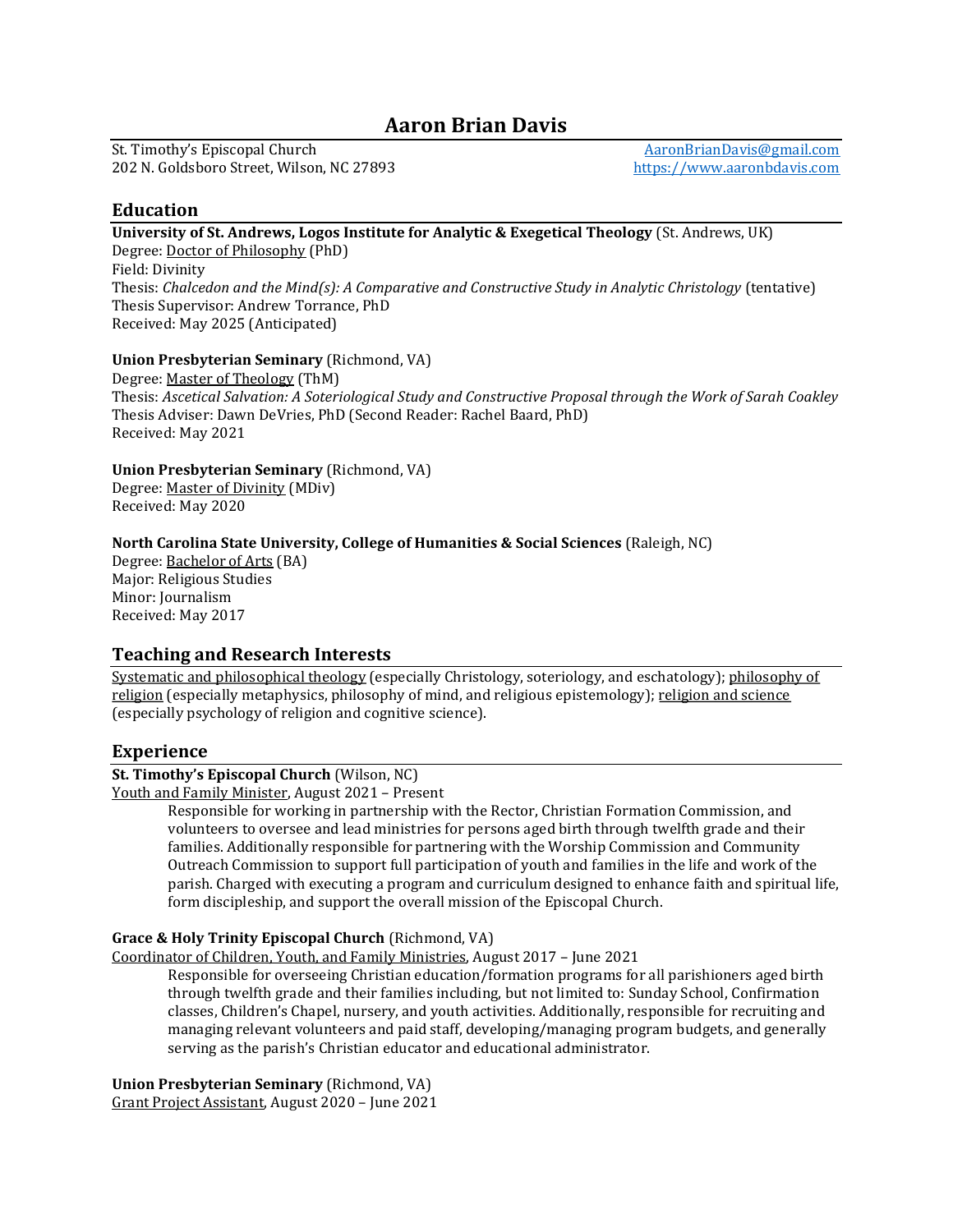# Aaron Brian Davis

St. Timothy's Episcopal Church
202 N. Goldsboro Street, Wilson, NC 27893

AaronBrianDavis@gmail.com
https://www.aaronbdavis.com

## Education

**University of St. Andrews, Logos Institute for Analytic & Exegetical Theology** (St. Andrews, UK)
Degree: Doctor of Philosophy (PhD)
Field: Divinity
Thesis: *Chalcedon and the Mind(s): A Comparative and Constructive Study in Analytic Christology* (tentative)
Thesis Supervisor: Andrew Torrance, PhD
Received: May 2025 (Anticipated)

**Union Presbyterian Seminary** (Richmond, VA)
Degree: Master of Theology (ThM)
Thesis: *Ascetical Salvation: A Soteriological Study and Constructive Proposal through the Work of Sarah Coakley*
Thesis Adviser: Dawn DeVries, PhD (Second Reader: Rachel Baard, PhD)
Received: May 2021

**Union Presbyterian Seminary** (Richmond, VA)
Degree: Master of Divinity (MDiv)
Received: May 2020

**North Carolina State University, College of Humanities & Social Sciences** (Raleigh, NC)
Degree: Bachelor of Arts (BA)
Major: Religious Studies
Minor: Journalism
Received: May 2017

## Teaching and Research Interests

Systematic and philosophical theology (especially Christology, soteriology, and eschatology); philosophy of religion (especially metaphysics, philosophy of mind, and religious epistemology); religion and science (especially psychology of religion and cognitive science).

## Experience

**St. Timothy's Episcopal Church** (Wilson, NC)
Youth and Family Minister, August 2021 – Present

Responsible for working in partnership with the Rector, Christian Formation Commission, and volunteers to oversee and lead ministries for persons aged birth through twelfth grade and their families. Additionally responsible for partnering with the Worship Commission and Community Outreach Commission to support full participation of youth and families in the life and work of the parish. Charged with executing a program and curriculum designed to enhance faith and spiritual life, form discipleship, and support the overall mission of the Episcopal Church.

**Grace & Holy Trinity Episcopal Church** (Richmond, VA)
Coordinator of Children, Youth, and Family Ministries, August 2017 – June 2021

Responsible for overseeing Christian education/formation programs for all parishioners aged birth through twelfth grade and their families including, but not limited to: Sunday School, Confirmation classes, Children's Chapel, nursery, and youth activities. Additionally, responsible for recruiting and managing relevant volunteers and paid staff, developing/managing program budgets, and generally serving as the parish's Christian educator and educational administrator.

**Union Presbyterian Seminary** (Richmond, VA)
Grant Project Assistant, August 2020 – June 2021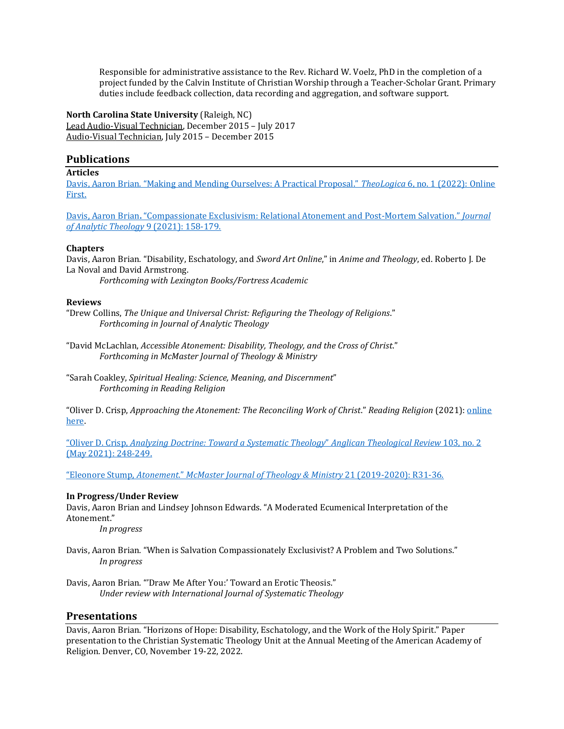Responsible for administrative assistance to the Rev. Richard W. Voelz, PhD in the completion of a project funded by the Calvin Institute of Christian Worship through a Teacher-Scholar Grant. Primary duties include feedback collection, data recording and aggregation, and software support.

**North Carolina State University** (Raleigh, NC)
<u>Lead Audio-Visual Technician</u>, December 2015 – July 2017
<u>Audio-Visual Technician</u>, July 2015 – December 2015

## Publications

**Articles**

Davis, Aaron Brian. "Making and Mending Ourselves: A Practical Proposal." *TheoLogica* 6, no. 1 (2022): Online First.

Davis, Aaron Brian**.** "Compassionate Exclusivism: Relational Atonement and Post-Mortem Salvation." *Journal of Analytic Theology* 9 (2021): 158-179.

**Chapters**

Davis, Aaron Brian. "Disability, Eschatology, and *Sword Art Online*," in *Anime and Theology*, ed. Roberto J. De La Noval and David Armstrong.
*Forthcoming with Lexington Books/Fortress Academic*

**Reviews**

"Drew Collins, *The Unique and Universal Christ: Refiguring the Theology of Religions*."
*Forthcoming in Journal of Analytic Theology*

"David McLachlan, *Accessible Atonement: Disability, Theology, and the Cross of Christ*."
*Forthcoming in McMaster Journal of Theology & Ministry*

"Sarah Coakley, *Spiritual Healing: Science, Meaning, and Discernment*"
*Forthcoming in Reading Religion*

"Oliver D. Crisp, *Approaching the Atonement: The Reconciling Work of Christ*." *Reading Religion* (2021): online here.

"Oliver D. Crisp, *Analyzing Doctrine: Toward a Systematic Theology*" *Anglican Theological Review* 103, no. 2 (May 2021): 248-249.

"Eleonore Stump, *Atonement*." *McMaster Journal of Theology & Ministry* 21 (2019-2020): R31-36.

**In Progress/Under Review**

Davis, Aaron Brian and Lindsey Johnson Edwards. "A Moderated Ecumenical Interpretation of the Atonement."
*In progress*

Davis, Aaron Brian. "When is Salvation Compassionately Exclusivist? A Problem and Two Solutions."
*In progress*

Davis, Aaron Brian. "'Draw Me After You:' Toward an Erotic Theosis."
*Under review with International Journal of Systematic Theology*

## Presentations

Davis, Aaron Brian. "Horizons of Hope: Disability, Eschatology, and the Work of the Holy Spirit." Paper presentation to the Christian Systematic Theology Unit at the Annual Meeting of the American Academy of Religion. Denver, CO, November 19-22, 2022.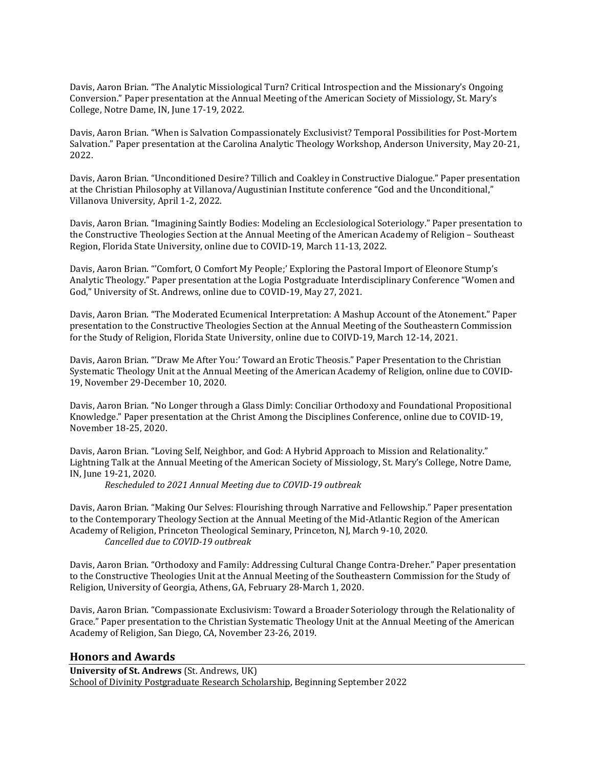Davis, Aaron Brian. "The Analytic Missiological Turn? Critical Introspection and the Missionary's Ongoing Conversion." Paper presentation at the Annual Meeting of the American Society of Missiology, St. Mary's College, Notre Dame, IN, June 17-19, 2022.

Davis, Aaron Brian. "When is Salvation Compassionately Exclusivist? Temporal Possibilities for Post-Mortem Salvation." Paper presentation at the Carolina Analytic Theology Workshop, Anderson University, May 20-21, 2022.

Davis, Aaron Brian. "Unconditioned Desire? Tillich and Coakley in Constructive Dialogue." Paper presentation at the Christian Philosophy at Villanova/Augustinian Institute conference "God and the Unconditional," Villanova University, April 1-2, 2022.

Davis, Aaron Brian. "Imagining Saintly Bodies: Modeling an Ecclesiological Soteriology." Paper presentation to the Constructive Theologies Section at the Annual Meeting of the American Academy of Religion – Southeast Region, Florida State University, online due to COVID-19, March 11-13, 2022.

Davis, Aaron Brian. "'Comfort, O Comfort My People;' Exploring the Pastoral Import of Eleonore Stump's Analytic Theology." Paper presentation at the Logia Postgraduate Interdisciplinary Conference "Women and God," University of St. Andrews, online due to COVID-19, May 27, 2021.

Davis, Aaron Brian. "The Moderated Ecumenical Interpretation: A Mashup Account of the Atonement." Paper presentation to the Constructive Theologies Section at the Annual Meeting of the Southeastern Commission for the Study of Religion, Florida State University, online due to COIVD-19, March 12-14, 2021.

Davis, Aaron Brian. "'Draw Me After You:' Toward an Erotic Theosis." Paper Presentation to the Christian Systematic Theology Unit at the Annual Meeting of the American Academy of Religion, online due to COVID-19, November 29-December 10, 2020.

Davis, Aaron Brian. "No Longer through a Glass Dimly: Conciliar Orthodoxy and Foundational Propositional Knowledge." Paper presentation at the Christ Among the Disciplines Conference, online due to COVID-19, November 18-25, 2020.

Davis, Aaron Brian. "Loving Self, Neighbor, and God: A Hybrid Approach to Mission and Relationality." Lightning Talk at the Annual Meeting of the American Society of Missiology, St. Mary's College, Notre Dame, IN, June 19-21, 2020.

*Rescheduled to 2021 Annual Meeting due to COVID-19 outbreak*

Davis, Aaron Brian. "Making Our Selves: Flourishing through Narrative and Fellowship." Paper presentation to the Contemporary Theology Section at the Annual Meeting of the Mid-Atlantic Region of the American Academy of Religion, Princeton Theological Seminary, Princeton, NJ, March 9-10, 2020.

*Cancelled due to COVID-19 outbreak*

Davis, Aaron Brian. "Orthodoxy and Family: Addressing Cultural Change Contra-Dreher." Paper presentation to the Constructive Theologies Unit at the Annual Meeting of the Southeastern Commission for the Study of Religion, University of Georgia, Athens, GA, February 28-March 1, 2020.

Davis, Aaron Brian. "Compassionate Exclusivism: Toward a Broader Soteriology through the Relationality of Grace." Paper presentation to the Christian Systematic Theology Unit at the Annual Meeting of the American Academy of Religion, San Diego, CA, November 23-26, 2019.

## Honors and Awards

**University of St. Andrews** (St. Andrews, UK)
School of Divinity Postgraduate Research Scholarship, Beginning September 2022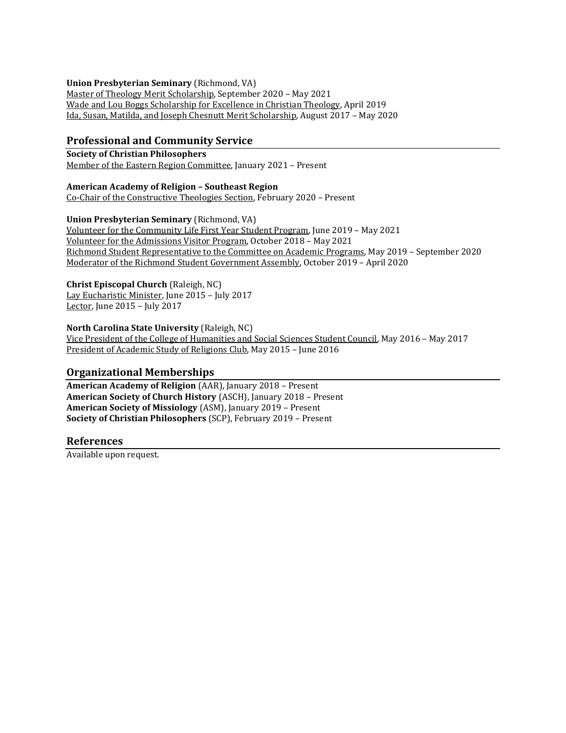**Union Presbyterian Seminary** (Richmond, VA)
Master of Theology Merit Scholarship, September 2020 – May 2021
Wade and Lou Boggs Scholarship for Excellence in Christian Theology, April 2019
Ida, Susan, Matilda, and Joseph Chesnutt Merit Scholarship, August 2017 – May 2020

## Professional and Community Service

**Society of Christian Philosophers**
Member of the Eastern Region Committee, January 2021 – Present

**American Academy of Religion – Southeast Region**
Co-Chair of the Constructive Theologies Section, February 2020 – Present

**Union Presbyterian Seminary** (Richmond, VA)
Volunteer for the Community Life First Year Student Program, June 2019 – May 2021
Volunteer for the Admissions Visitor Program, October 2018 – May 2021
Richmond Student Representative to the Committee on Academic Programs, May 2019 – September 2020
Moderator of the Richmond Student Government Assembly, October 2019 – April 2020

**Christ Episcopal Church** (Raleigh, NC)
Lay Eucharistic Minister, June 2015 – July 2017
Lector, June 2015 – July 2017

**North Carolina State University** (Raleigh, NC)
Vice President of the College of Humanities and Social Sciences Student Council, May 2016 – May 2017
President of Academic Study of Religions Club, May 2015 – June 2016

## Organizational Memberships

**American Academy of Religion** (AAR), January 2018 – Present
**American Society of Church History** (ASCH), January 2018 – Present
**American Society of Missiology** (ASM), January 2019 – Present
**Society of Christian Philosophers** (SCP), February 2019 – Present

## References

Available upon request.